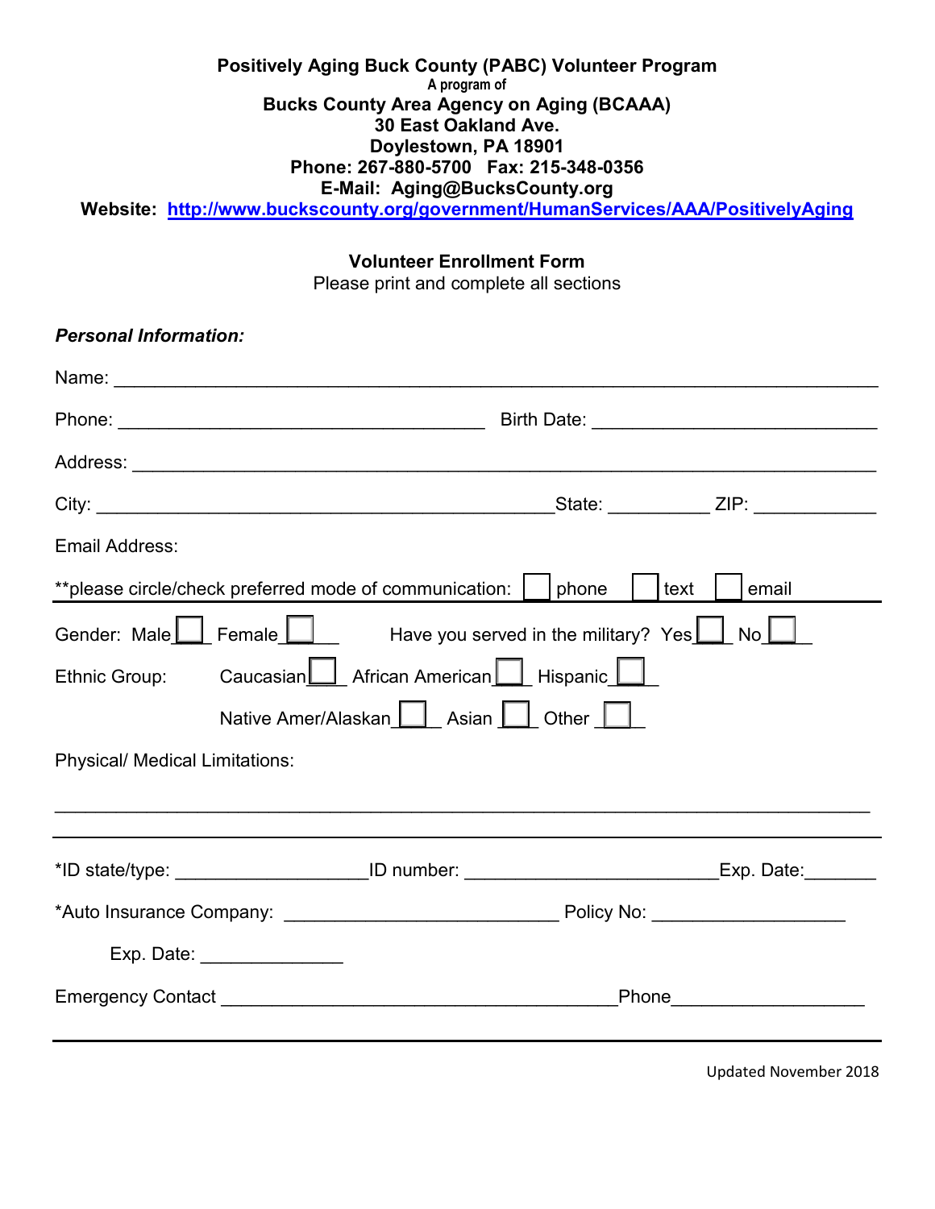**Positively Aging Buck County (PABC) Volunteer Program**
**A program of**
**Bucks County Area Agency on Aging (BCAAA)**
**30 East Oakland Ave.**
**Doylestown, PA 18901**
**Phone: 267-880-5700 Fax: 215-348-0356**
**E-Mail: Aging@BucksCounty.org**
**Website: http://www.buckscounty.org/government/HumanServices/AAA/PositivelyAging**

**Volunteer Enrollment Form**
Please print and complete all sections

***Personal Information:***

Name: ______________________________________________________________________

Phone: ___________________________________ Birth Date: ___________________________

Address: ____________________________________________________________________

City: ____________________________________________State: __________ ZIP: ____________

Email Address:

**please circle/check preferred mode of communication: ☐ phone ☐ text ☐ email

Gender: Male ☐ Female ☐ Have you served in the military? Yes ☐ No ☐

Ethnic Group: Caucasian ☐ African American ☐ Hispanic ☐

Native Amer/Alaskan ☐ Asian ☐ Other ☐

Physical/ Medical Limitations:

______________________________________________________________________________

*ID state/type: ___________________ID number: ________________________Exp. Date:_______

*Auto Insurance Company: __________________________ Policy No: __________________

Exp. Date: ______________

Emergency Contact _______________________________________Phone___________________

Updated November 2018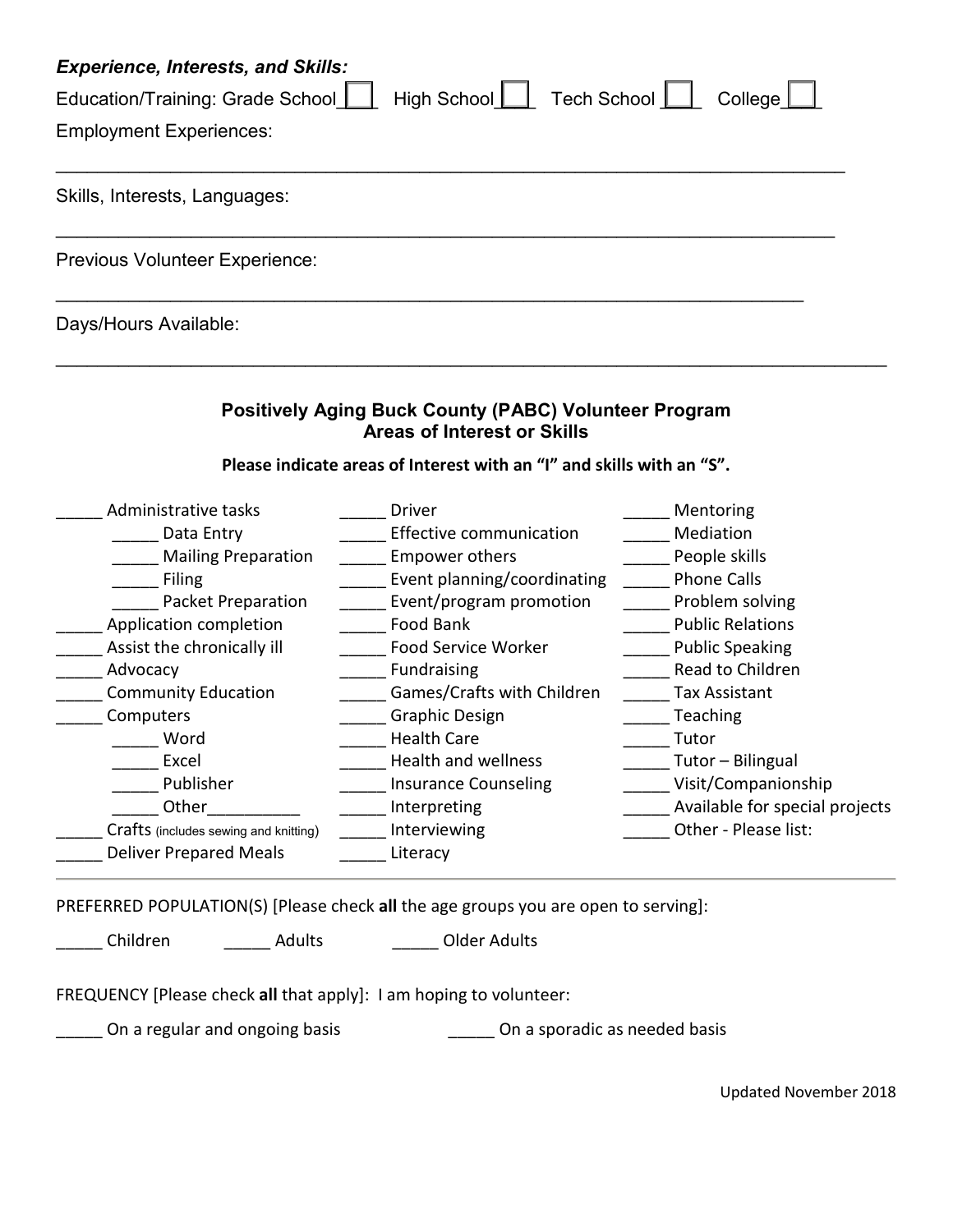***Experience, Interests, and Skills:***

Education/Training: Grade School ☐ High School ☐ Tech School ☐ College ☐

Employment Experiences:

_______________________________________________________________________________

Skills, Interests, Languages:

_______________________________________________________________________________

Previous Volunteer Experience:

_______________________________________________________________________________

Days/Hours Available:

_______________________________________________________________________________

**Positively Aging Buck County (PABC) Volunteer Program**
**Areas of Interest or Skills**

**Please indicate areas of Interest with an "I" and skills with an "S".**

_____ Administrative tasks
- _____ Data Entry
- _____ Mailing Preparation
- _____ Filing
- _____ Packet Preparation

_____ Application completion
_____ Assist the chronically ill
_____ Advocacy
_____ Community Education
_____ Computers
- _____ Word
- _____ Excel
- _____ Publisher
- _____ Other__________

_____ Crafts (includes sewing and knitting)
_____ Deliver Prepared Meals

_____ Driver
_____ Effective communication
_____ Empower others
_____ Event planning/coordinating
_____ Event/program promotion
_____ Food Bank
_____ Food Service Worker
_____ Fundraising
_____ Games/Crafts with Children
_____ Graphic Design
_____ Health Care
_____ Health and wellness
_____ Insurance Counseling
_____ Interpreting
_____ Interviewing
_____ Literacy

_____ Mentoring
_____ Mediation
_____ People skills
_____ Phone Calls
_____ Problem solving
_____ Public Relations
_____ Public Speaking
_____ Read to Children
_____ Tax Assistant
_____ Teaching
_____ Tutor
_____ Tutor – Bilingual
_____ Visit/Companionship
_____ Available for special projects
_____ Other - Please list:

---

PREFERRED POPULATION(S) [Please check **all** the age groups you are open to serving]:

_____ Children _____ Adults _____ Older Adults

FREQUENCY [Please check **all** that apply]: I am hoping to volunteer:

_____ On a regular and ongoing basis _____ On a sporadic as needed basis

Updated November 2018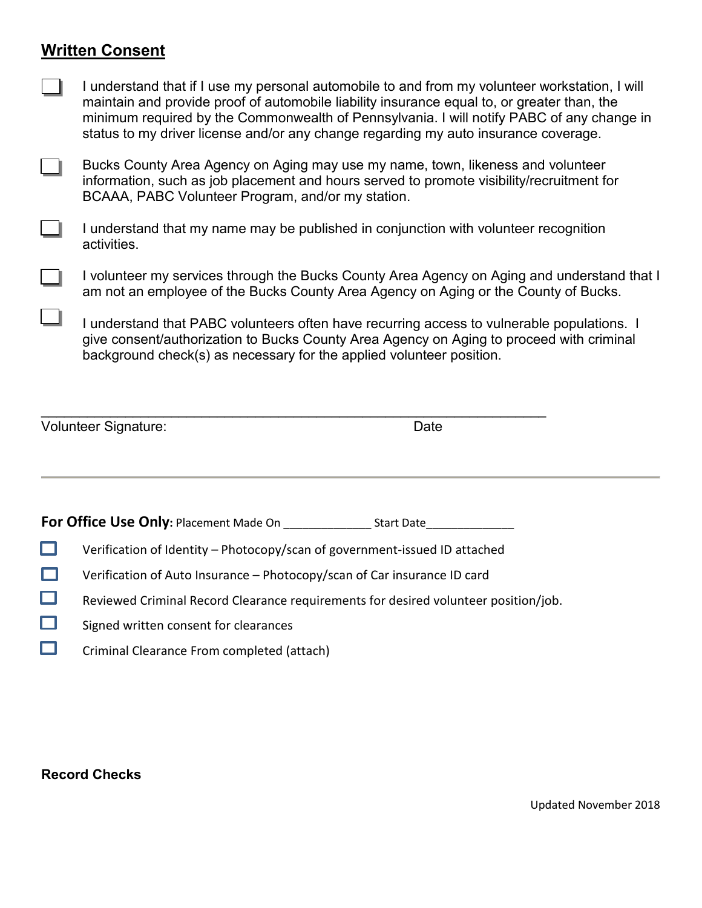## Written Consent

- ☐ I understand that if I use my personal automobile to and from my volunteer workstation, I will maintain and provide proof of automobile liability insurance equal to, or greater than, the minimum required by the Commonwealth of Pennsylvania. I will notify PABC of any change in status to my driver license and/or any change regarding my auto insurance coverage.
- ☐ Bucks County Area Agency on Aging may use my name, town, likeness and volunteer information, such as job placement and hours served to promote visibility/recruitment for BCAAA, PABC Volunteer Program, and/or my station.
- ☐ I understand that my name may be published in conjunction with volunteer recognition activities.
- ☐ I volunteer my services through the Bucks County Area Agency on Aging and understand that I am not an employee of the Bucks County Area Agency on Aging or the County of Bucks.
- ☐ I understand that PABC volunteers often have recurring access to vulnerable populations. I give consent/authorization to Bucks County Area Agency on Aging to proceed with criminal background check(s) as necessary for the applied volunteer position.

___________________________________________________________________

Volunteer Signature: Date

---

**For Office Use Only:** Placement Made On _____________ Start Date_____________

- ☐ Verification of Identity – Photocopy/scan of government-issued ID attached
- ☐ Verification of Auto Insurance – Photocopy/scan of Car insurance ID card
- ☐ Reviewed Criminal Record Clearance requirements for desired volunteer position/job.
- ☐ Signed written consent for clearances
- ☐ Criminal Clearance From completed (attach)

**Record Checks**

Updated November 2018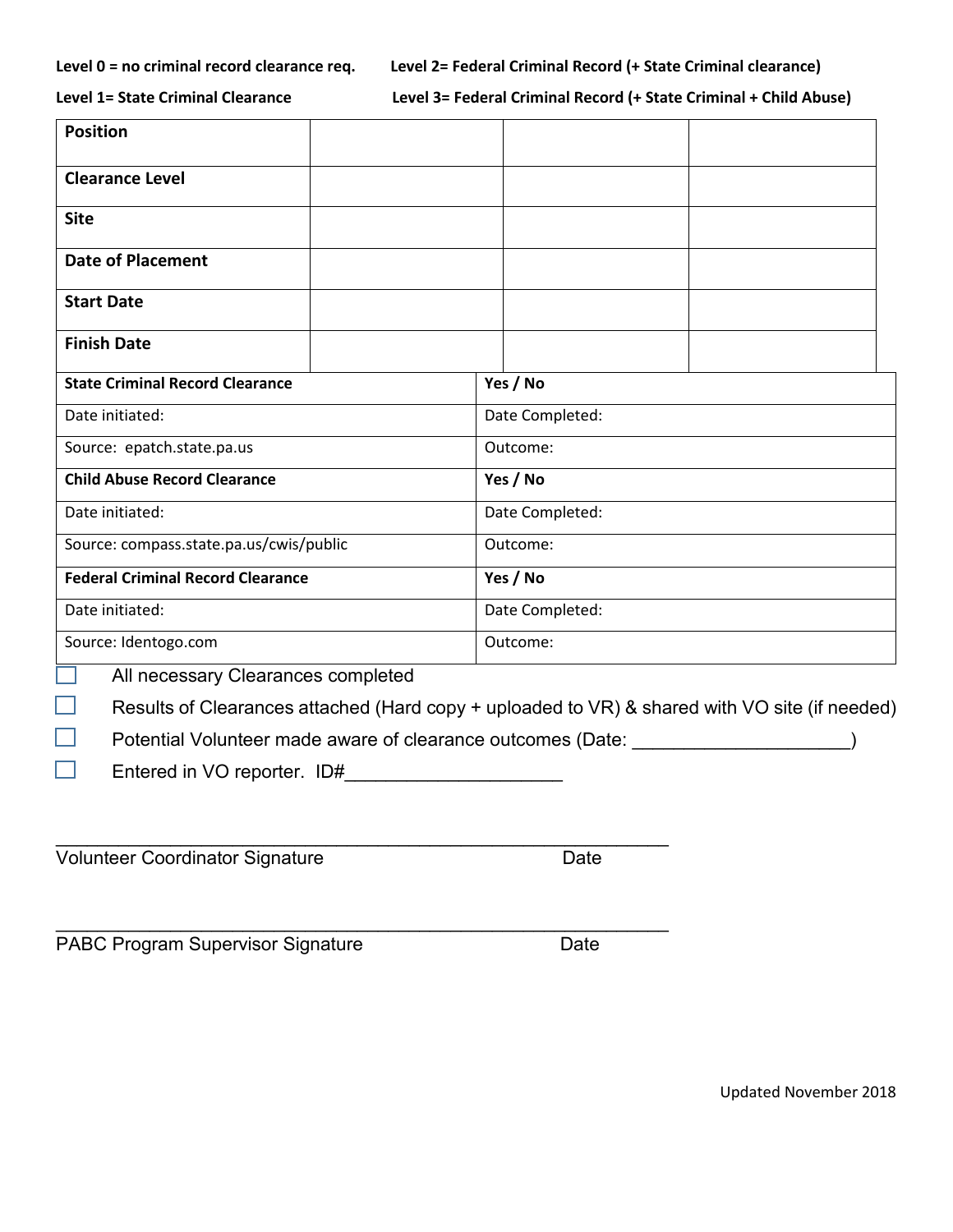**Level 0 = no criminal record clearance req.**

**Level 1= State Criminal Clearance**

**Level 2= Federal Criminal Record (+ State Criminal clearance)**

**Level 3= Federal Criminal Record (+ State Criminal + Child Abuse)**

| | | | |
|---|---|---|---|
| **Position** | | | |
| **Clearance Level** | | | |
| **Site** | | | |
| **Date of Placement** | | | |
| **Start Date** | | | |
| **Finish Date** | | | |

| | |
|---|---|
| **State Criminal Record Clearance** | **Yes / No** |
| Date initiated: | Date Completed: |
| Source: epatch.state.pa.us | Outcome: |
| **Child Abuse Record Clearance** | **Yes / No** |
| Date initiated: | Date Completed: |
| Source: compass.state.pa.us/cwis/public | Outcome: |
| **Federal Criminal Record Clearance** | **Yes / No** |
| Date initiated: | Date Completed: |
| Source: Identogo.com | Outcome: |

- ☐ All necessary Clearances completed
- ☐ Results of Clearances attached (Hard copy + uploaded to VR) & shared with VO site (if needed)
- ☐ Potential Volunteer made aware of clearance outcomes (Date: ____________________)
- ☐ Entered in VO reporter. ID#____________________

_______________________________________________________

Volunteer Coordinator Signature Date

_______________________________________________________

PABC Program Supervisor Signature Date

Updated November 2018